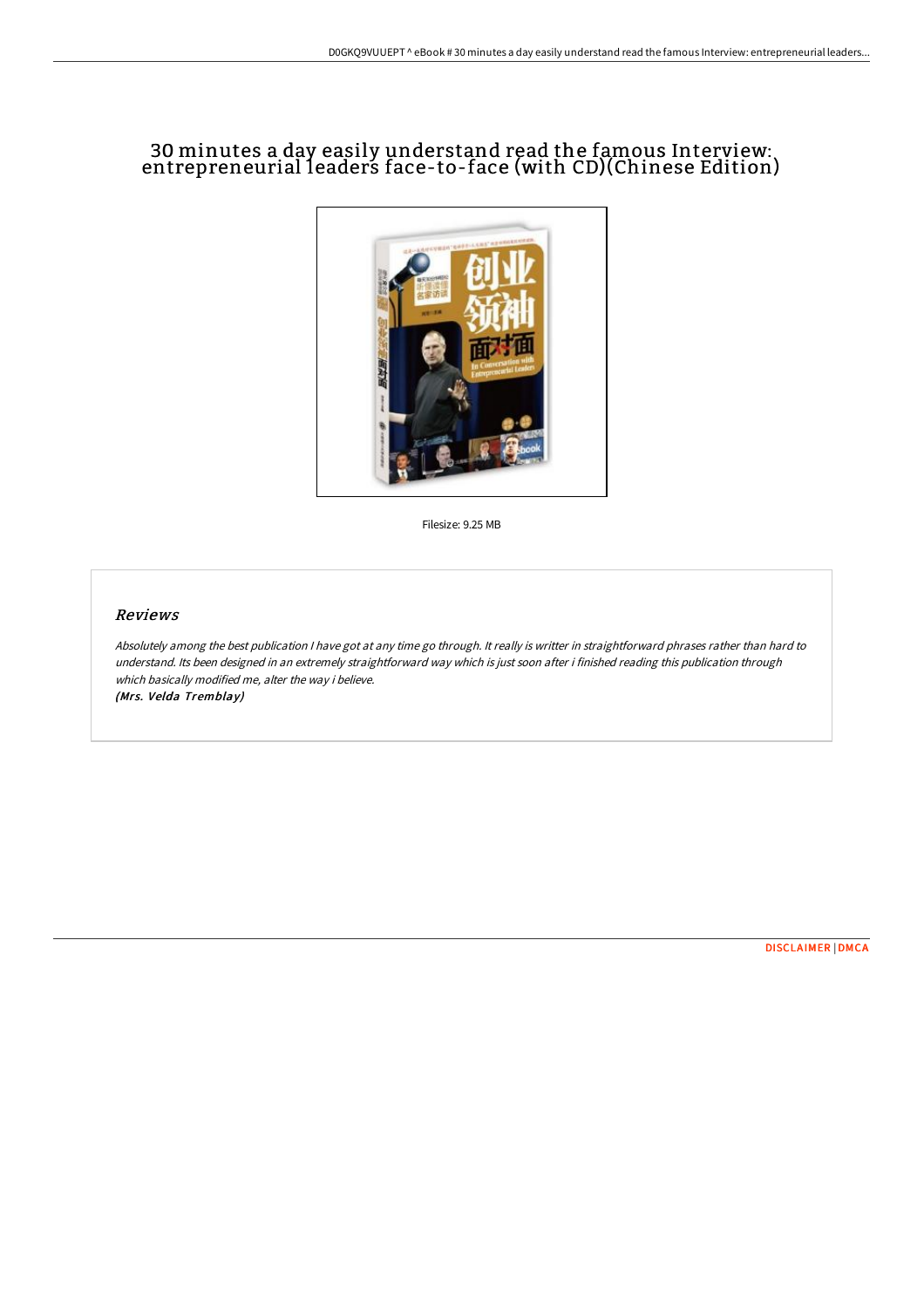# 30 minutes a day easily understand read the famous Interview: entrepreneurial leaders face-to-face (with CD)(Chinese Edition)

Filesize: 9.25 MB

## *Reviews*

*Absolutely among the best publication I have got at any time go through. It really is writter in straightforward phrases rather than hard to understand. Its been designed in an extremely straightforward way which is just soon after i finished reading this publication through which basically modified me, alter the way i believe.*

***(Mrs. Velda Tremblay)***

DISCLAIMER | DMCA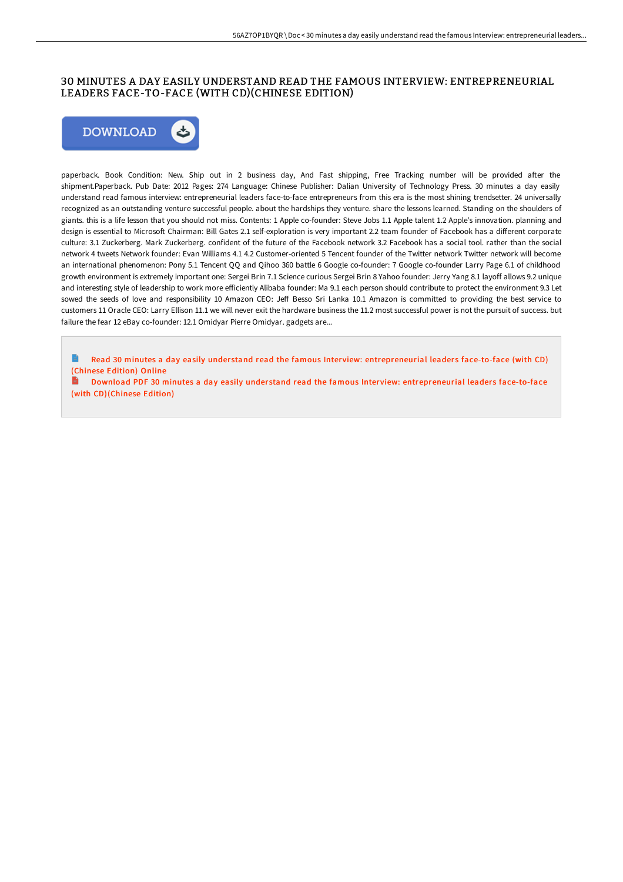# 30 MINUTES A DAY EASILY UNDERSTAND READ THE FAMOUS INTERVIEW: ENTREPRENEURIAL LEADERS FACE-TO-FACE (WITH CD)(CHINESE EDITION)

DOWNLOAD

paperback. Book Condition: New. Ship out in 2 business day, And Fast shipping, Free Tracking number will be provided after the shipment.Paperback. Pub Date: 2012 Pages: 274 Language: Chinese Publisher: Dalian University of Technology Press. 30 minutes a day easily understand read famous interview: entrepreneurial leaders face-to-face entrepreneurs from this era is the most shining trendsetter. 24 universally recognized as an outstanding venture successful people. about the hardships they venture. share the lessons learned. Standing on the shoulders of giants. this is a life lesson that you should not miss. Contents: 1 Apple co-founder: Steve Jobs 1.1 Apple talent 1.2 Apple's innovation. planning and design is essential to Microsoft Chairman: Bill Gates 2.1 self-exploration is very important 2.2 team founder of Facebook has a different corporate culture: 3.1 Zuckerberg. Mark Zuckerberg. confident of the future of the Facebook network 3.2 Facebook has a social tool. rather than the social network 4 tweets Network founder: Evan Williams 4.1 4.2 Customer-oriented 5 Tencent founder of the Twitter network Twitter network will become an international phenomenon: Pony 5.1 Tencent QQ and Qihoo 360 battle 6 Google co-founder: 7 Google co-founder Larry Page 6.1 of childhood growth environment is extremely important one: Sergei Brin 7.1 Science curious Sergei Brin 8 Yahoo founder: Jerry Yang 8.1 layoff allows 9.2 unique and interesting style of leadership to work more efficiently Alibaba founder: Ma 9.1 each person should contribute to protect the environment 9.3 Let sowed the seeds of love and responsibility 10 Amazon CEO: Jeff Besso Sri Lanka 10.1 Amazon is committed to providing the best service to customers 11 Oracle CEO: Larry Ellison 11.1 we will never exit the hardware business the 11.2 most successful power is not the pursuit of success. but failure the fear 12 eBay co-founder: 12.1 Omidyar Pierre Omidyar. gadgets are...

Read 30 minutes a day easily understand read the famous Interview: entrepreneurial leaders face-to-face (with CD) (Chinese Edition) Online

Download PDF 30 minutes a day easily understand read the famous Interview: entrepreneurial leaders face-to-face (with CD)(Chinese Edition)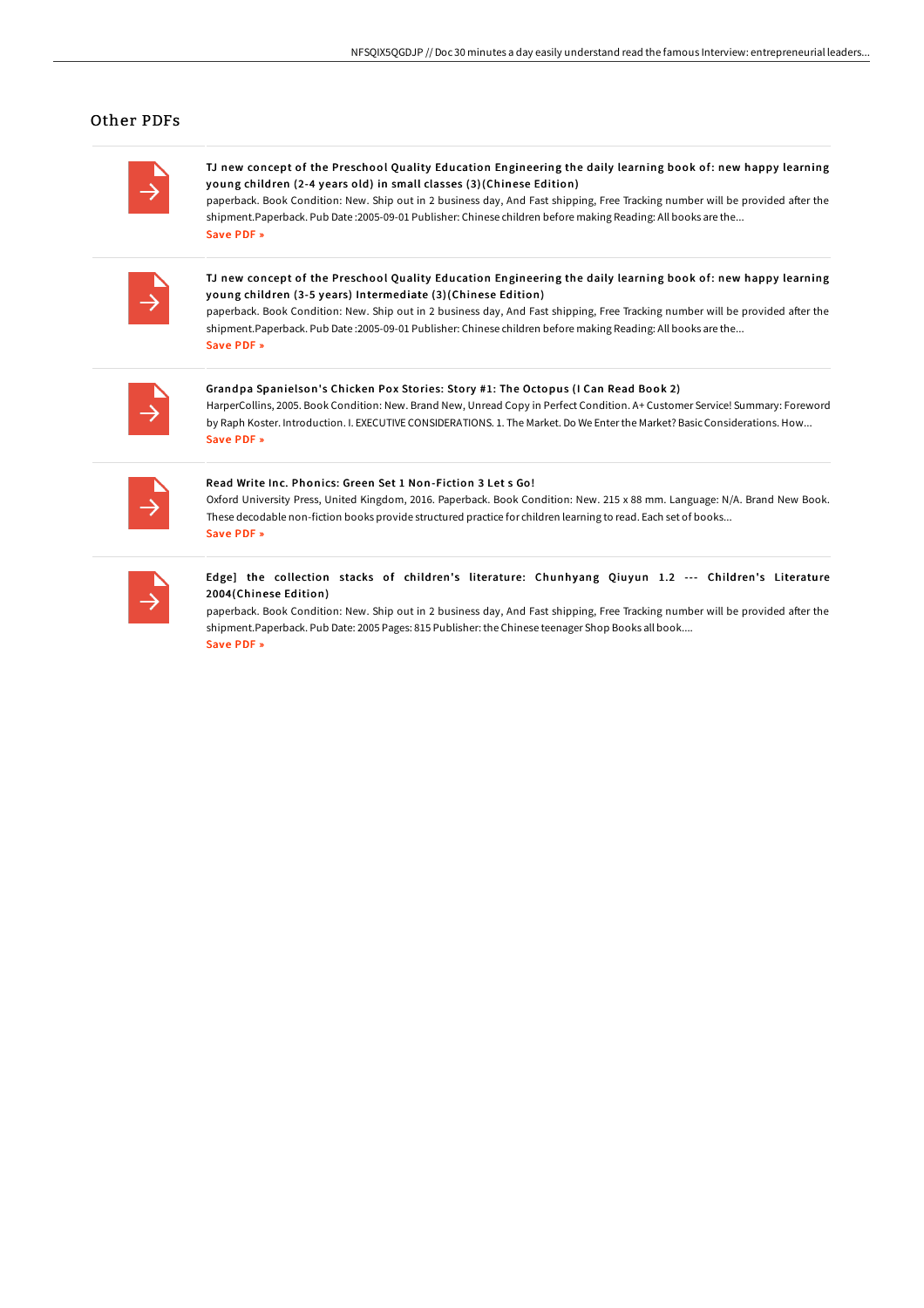## Other PDFs

**TJ new concept of the Preschool Quality Education Engineering the daily learning book of: new happy learning young children (2-4 years old) in small classes (3)(Chinese Edition)**

paperback. Book Condition: New. Ship out in 2 business day, And Fast shipping, Free Tracking number will be provided after the shipment.Paperback. Pub Date :2005-09-01 Publisher: Chinese children before making Reading: All books are the...
Save PDF »

**TJ new concept of the Preschool Quality Education Engineering the daily learning book of: new happy learning young children (3-5 years) Intermediate (3)(Chinese Edition)**

paperback. Book Condition: New. Ship out in 2 business day, And Fast shipping, Free Tracking number will be provided after the shipment.Paperback. Pub Date :2005-09-01 Publisher: Chinese children before making Reading: All books are the...
Save PDF »

**Grandpa Spanielson's Chicken Pox Stories: Story #1: The Octopus (I Can Read Book 2)**

HarperCollins, 2005. Book Condition: New. Brand New, Unread Copy in Perfect Condition. A+ Customer Service! Summary: Foreword by Raph Koster. Introduction. I. EXECUTIVE CONSIDERATIONS. 1. The Market. Do We Enter the Market? Basic Considerations. How...
Save PDF »

**Read Write Inc. Phonics: Green Set 1 Non-Fiction 3 Let s Go!**

Oxford University Press, United Kingdom, 2016. Paperback. Book Condition: New. 215 x 88 mm. Language: N/A. Brand New Book. These decodable non-fiction books provide structured practice for children learning to read. Each set of books...
Save PDF »

**Edge] the collection stacks of children's literature: Chunhyang Qiuyun 1.2 --- Children's Literature 2004(Chinese Edition)**

paperback. Book Condition: New. Ship out in 2 business day, And Fast shipping, Free Tracking number will be provided after the shipment.Paperback. Pub Date: 2005 Pages: 815 Publisher: the Chinese teenager Shop Books all book....
Save PDF »